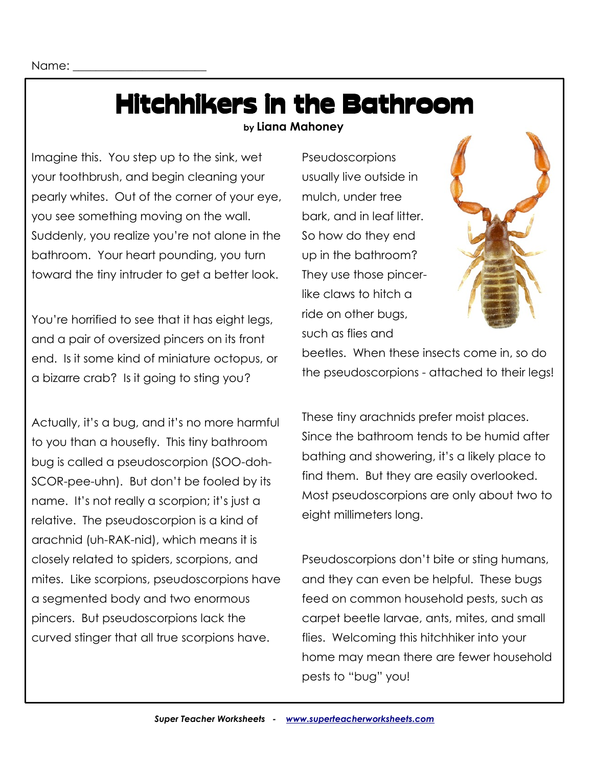Name: ______________________

# Hitchhikers in the Bathroom

by **Liana Mahoney**

Imagine this. You step up to the sink, wet your toothbrush, and begin cleaning your pearly whites. Out of the corner of your eye, you see something moving on the wall. Suddenly, you realize you're not alone in the bathroom. Your heart pounding, you turn toward the tiny intruder to get a better look.

You're horrified to see that it has eight legs, and a pair of oversized pincers on its front end. Is it some kind of miniature octopus, or a bizarre crab? Is it going to sting you?

Actually, it's a bug, and it's no more harmful to you than a housefly. This tiny bathroom bug is called a pseudoscorpion (SOO-doh-SCOR-pee-uhn). But don't be fooled by its name. It's not really a scorpion; it's just a relative. The pseudoscorpion is a kind of arachnid (uh-RAK-nid), which means it is closely related to spiders, scorpions, and mites. Like scorpions, pseudoscorpions have a segmented body and two enormous pincers. But pseudoscorpions lack the curved stinger that all true scorpions have.

Pseudoscorpions usually live outside in mulch, under tree bark, and in leaf litter. So how do they end up in the bathroom? They use those pincer-like claws to hitch a ride on other bugs, such as flies and beetles. When these insects come in, so do the pseudoscorpions - attached to their legs!

These tiny arachnids prefer moist places. Since the bathroom tends to be humid after bathing and showering, it's a likely place to find them. But they are easily overlooked. Most pseudoscorpions are only about two to eight millimeters long.

Pseudoscorpions don't bite or sting humans, and they can even be helpful. These bugs feed on common household pests, such as carpet beetle larvae, ants, mites, and small flies. Welcoming this hitchhiker into your home may mean there are fewer household pests to "bug" you!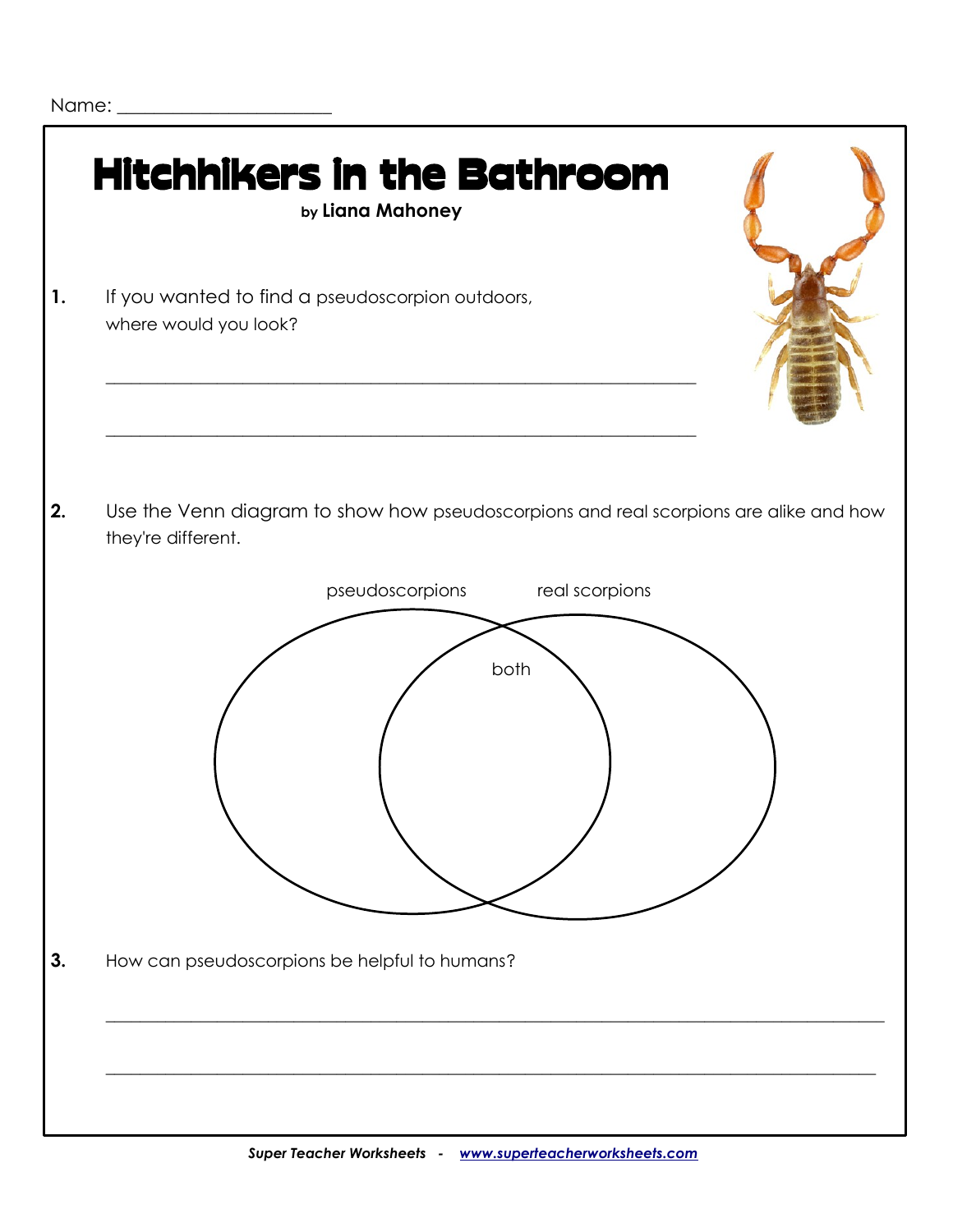Name: ______________________

# Hitchhikers in the Bathroom

by **Liana Mahoney**

**1.** If you wanted to find a pseudoscorpion outdoors, where would you look?

_______________________________________________________________

_______________________________________________________________

**2.** Use the Venn diagram to show how pseudoscorpions and real scorpions are alike and how they're different.

pseudoscorpions | real scorpions

both

**3.** How can pseudoscorpions be helpful to humans?

_______________________________________________________________

_______________________________________________________________

*Super Teacher Worksheets - www.superteacherworksheets.com*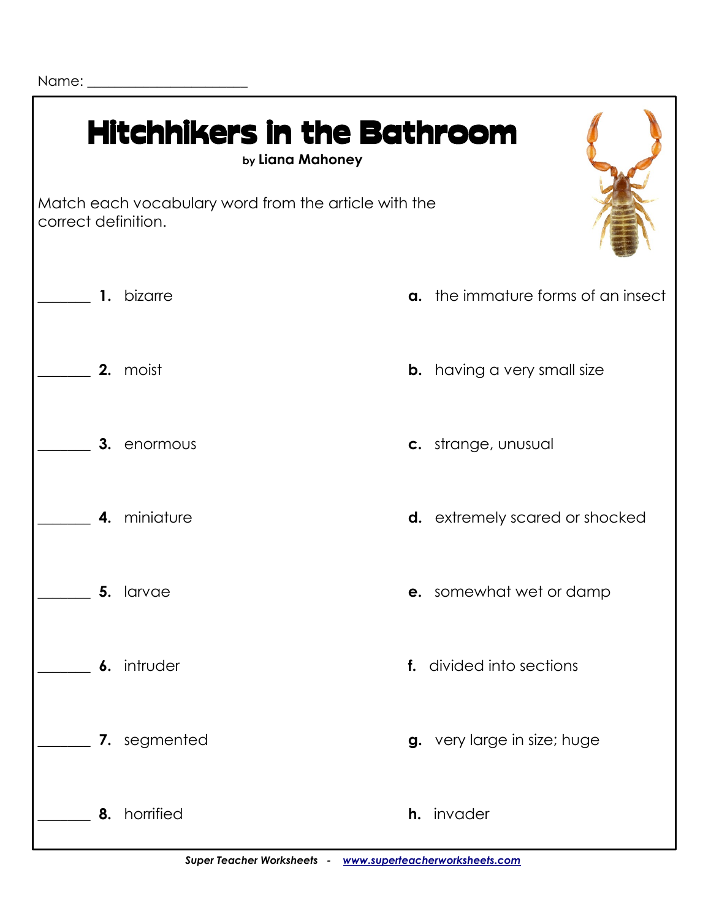Name: ______________________

# Hitchhikers in the Bathroom

by **Liana Mahoney**

Match each vocabulary word from the article with the correct definition.

_______ **1.** bizarre

_______ **2.** moist

_______ **3.** enormous

_______ **4.** miniature

_______ **5.** larvae

_______ **6.** intruder

_______ **7.** segmented

_______ **8.** horrified

**a.** the immature forms of an insect

**b.** having a very small size

**c.** strange, unusual

**d.** extremely scared or shocked

**e.** somewhat wet or damp

**f.** divided into sections

**g.** very large in size; huge

**h.** invader

***Super Teacher Worksheets*** - ***www.superteacherworksheets.com***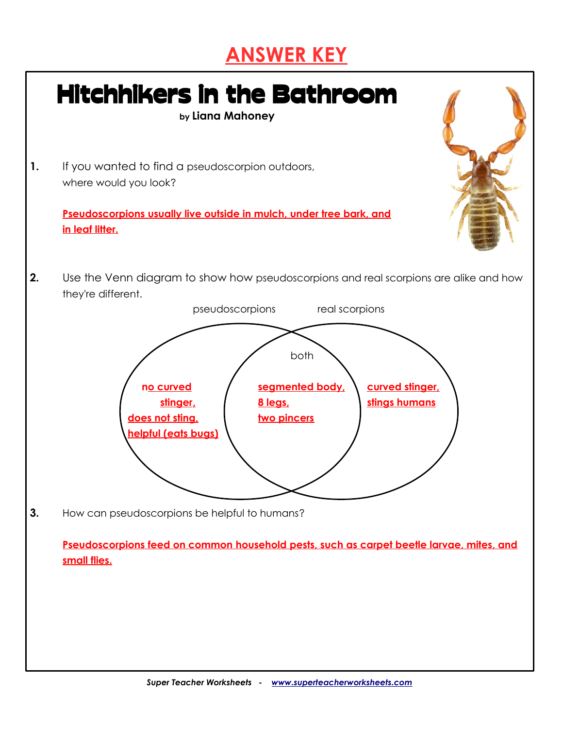# ANSWER KEY

## Hitchhikers in the Bathroom

by **Liana Mahoney**

**1.** If you wanted to find a pseudoscorpion outdoors, where would you look?

**Pseudoscorpions usually live outside in mulch, under tree bark, and in leaf litter.**

**2.** Use the Venn diagram to show how pseudoscorpions and real scorpions are alike and how they're different.

| pseudoscorpions | both | real scorpions |
| --- | --- | --- |
| **no curved stinger, does not sting, helpful (eats bugs)** | **segmented body, 8 legs, two pincers** | **curved stinger, stings humans** |

**3.** How can pseudoscorpions be helpful to humans?

**Pseudoscorpions feed on common household pests, such as carpet beetle larvae, mites, and small flies.**

*Super Teacher Worksheets - www.superteacherworksheets.com*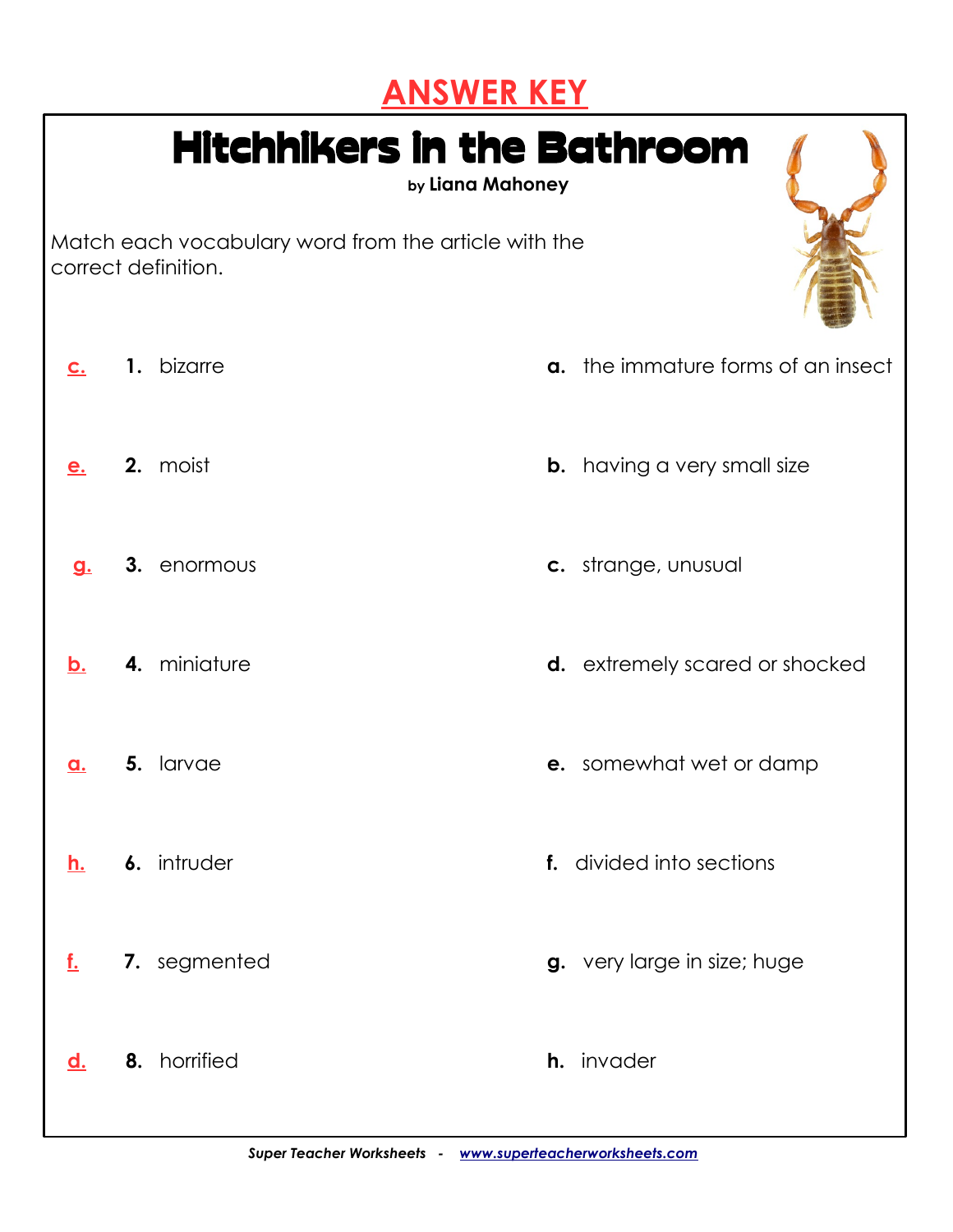# ANSWER KEY

## Hitchhikers in the Bathroom

by **Liana Mahoney**

Match each vocabulary word from the article with the correct definition.

| | | | |
|---|---|---|---|
| c. | **1.** bizarre | **a.** | the immature forms of an insect |
| e. | **2.** moist | **b.** | having a very small size |
| g. | **3.** enormous | **c.** | strange, unusual |
| b. | **4.** miniature | **d.** | extremely scared or shocked |
| a. | **5.** larvae | **e.** | somewhat wet or damp |
| h. | **6.** intruder | **f.** | divided into sections |
| f. | **7.** segmented | **g.** | very large in size; huge |
| d. | **8.** horrified | **h.** | invader |

*Super Teacher Worksheets - www.superteacherworksheets.com*